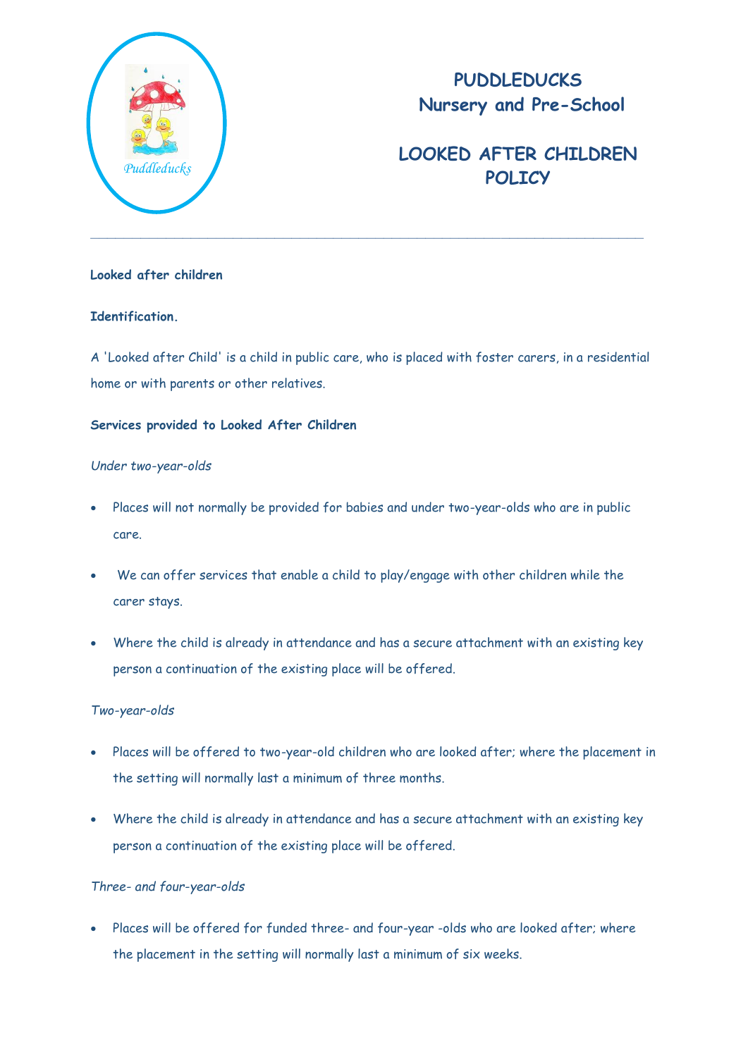# PUDDLEDUCKS
## Nursery and Pre-School

## LOOKED AFTER CHILDREN POLICY

---

**Looked after children**

**Identification.**

A 'Looked after Child' is a child in public care, who is placed with foster carers, in a residential home or with parents or other relatives.

**Services provided to Looked After Children**

*Under two-year-olds*

- Places will not normally be provided for babies and under two-year-olds who are in public care.
- We can offer services that enable a child to play/engage with other children while the carer stays.
- Where the child is already in attendance and has a secure attachment with an existing key person a continuation of the existing place will be offered.

*Two-year-olds*

- Places will be offered to two-year-old children who are looked after; where the placement in the setting will normally last a minimum of three months.
- Where the child is already in attendance and has a secure attachment with an existing key person a continuation of the existing place will be offered.

*Three- and four-year-olds*

- Places will be offered for funded three- and four-year -olds who are looked after; where the placement in the setting will normally last a minimum of six weeks.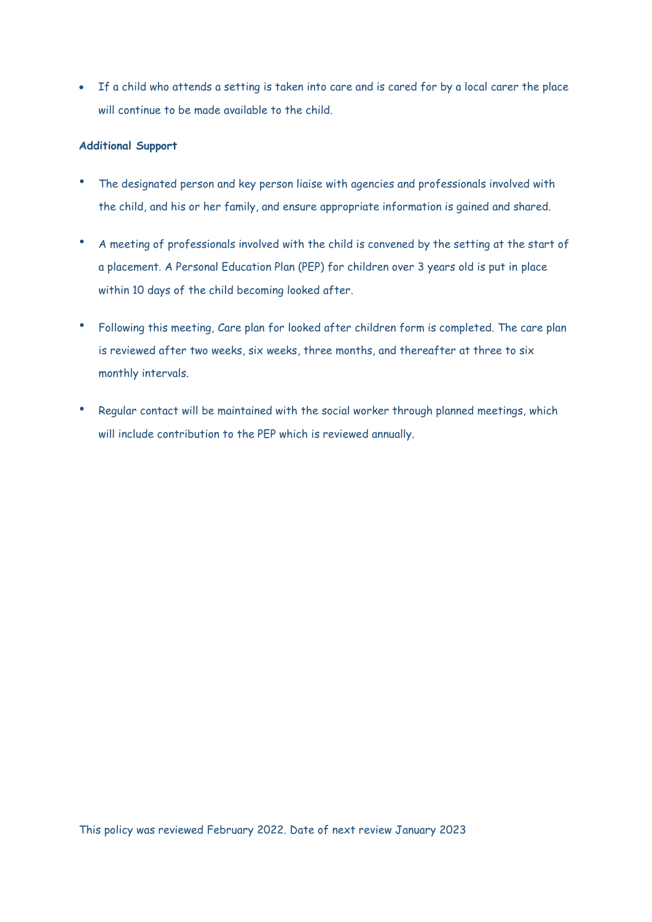- If a child who attends a setting is taken into care and is cared for by a local carer the place will continue to be made available to the child.

**Additional Support**

- The designated person and key person liaise with agencies and professionals involved with the child, and his or her family, and ensure appropriate information is gained and shared.

- A meeting of professionals involved with the child is convened by the setting at the start of a placement. A Personal Education Plan (PEP) for children over 3 years old is put in place within 10 days of the child becoming looked after.

- Following this meeting, Care plan for looked after children form is completed. The care plan is reviewed after two weeks, six weeks, three months, and thereafter at three to six monthly intervals.

- Regular contact will be maintained with the social worker through planned meetings, which will include contribution to the PEP which is reviewed annually.

This policy was reviewed February 2022. Date of next review January 2023